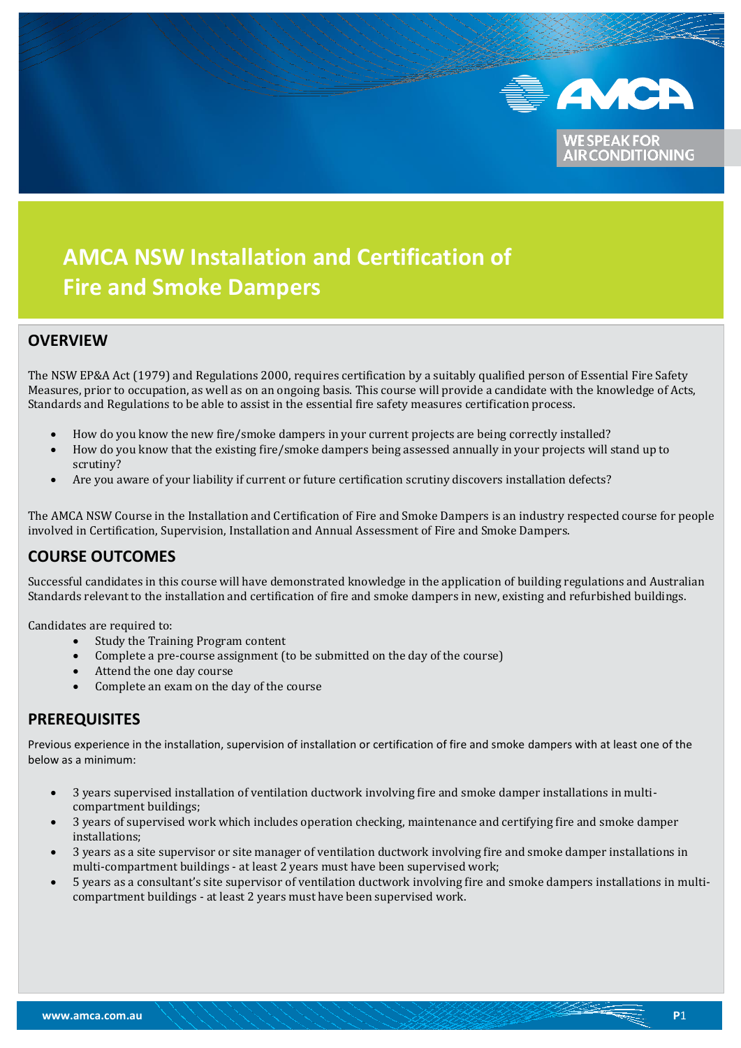# AMCA NSW Installation and Certification of Fire and Smoke Dampers

## OVERVIEW

The NSW EP&A Act (1979) and Regulations 2000, requires certification by a suitably qualified person of Essential Fire Safety Measures, prior to occupation, as well as on an ongoing basis. This course will provide a candidate with the knowledge of Acts, Standards and Regulations to be able to assist in the essential fire safety measures certification process.

- How do you know the new fire/smoke dampers in your current projects are being correctly installed?
- How do you know that the existing fire/smoke dampers being assessed annually in your projects will stand up to scrutiny?
- Are you aware of your liability if current or future certification scrutiny discovers installation defects?

The AMCA NSW Course in the Installation and Certification of Fire and Smoke Dampers is an industry respected course for people involved in Certification, Supervision, Installation and Annual Assessment of Fire and Smoke Dampers.

## COURSE OUTCOMES

Successful candidates in this course will have demonstrated knowledge in the application of building regulations and Australian Standards relevant to the installation and certification of fire and smoke dampers in new, existing and refurbished buildings.

Candidates are required to:

- Study the Training Program content
- Complete a pre-course assignment (to be submitted on the day of the course)
- Attend the one day course
- Complete an exam on the day of the course

## PREREQUISITES

Previous experience in the installation, supervision of installation or certification of fire and smoke dampers with at least one of the below as a minimum:

- 3 years supervised installation of ventilation ductwork involving fire and smoke damper installations in multi-compartment buildings;
- 3 years of supervised work which includes operation checking, maintenance and certifying fire and smoke damper installations;
- 3 years as a site supervisor or site manager of ventilation ductwork involving fire and smoke damper installations in multi-compartment buildings - at least 2 years must have been supervised work;
- 5 years as a consultant's site supervisor of ventilation ductwork involving fire and smoke dampers installations in multi-compartment buildings - at least 2 years must have been supervised work.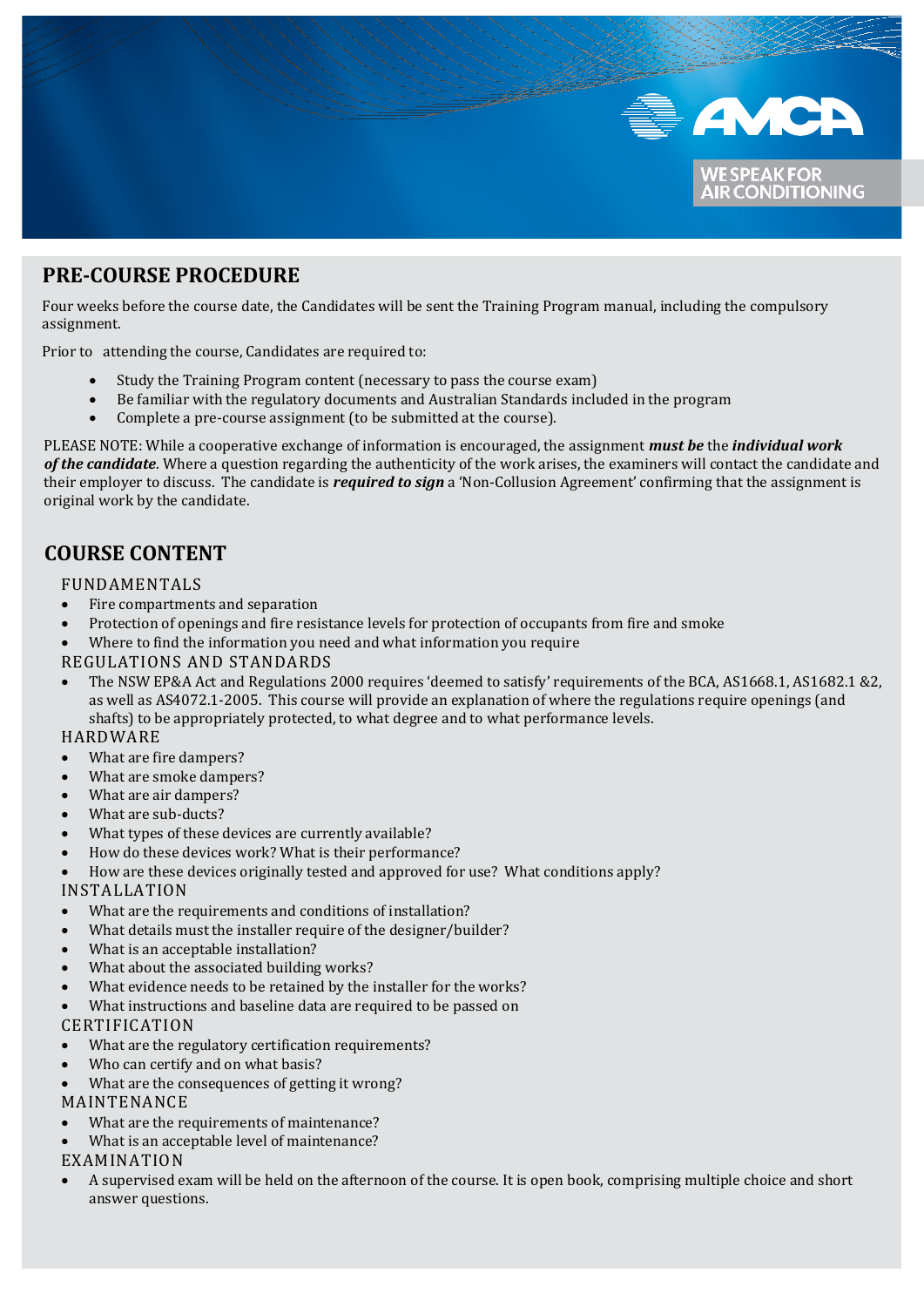## PRE-COURSE PROCEDURE

Four weeks before the course date, the Candidates will be sent the Training Program manual, including the compulsory assignment.

Prior to attending the course, Candidates are required to:

- Study the Training Program content (necessary to pass the course exam)
- Be familiar with the regulatory documents and Australian Standards included in the program
- Complete a pre-course assignment (to be submitted at the course).

PLEASE NOTE: While a cooperative exchange of information is encouraged, the assignment ***must be*** the ***individual work of the candidate***. Where a question regarding the authenticity of the work arises, the examiners will contact the candidate and their employer to discuss. The candidate is ***required to sign*** a 'Non-Collusion Agreement' confirming that the assignment is original work by the candidate.

## COURSE CONTENT

### FUNDAMENTALS

- Fire compartments and separation
- Protection of openings and fire resistance levels for protection of occupants from fire and smoke
- Where to find the information you need and what information you require

### REGULATIONS AND STANDARDS

- The NSW EP&A Act and Regulations 2000 requires 'deemed to satisfy' requirements of the BCA, AS1668.1, AS1682.1 &2, as well as AS4072.1-2005. This course will provide an explanation of where the regulations require openings (and shafts) to be appropriately protected, to what degree and to what performance levels.

### HARDWARE

- What are fire dampers?
- What are smoke dampers?
- What are air dampers?
- What are sub-ducts?
- What types of these devices are currently available?
- How do these devices work? What is their performance?
- How are these devices originally tested and approved for use? What conditions apply?

### INSTALLATION

- What are the requirements and conditions of installation?
- What details must the installer require of the designer/builder?
- What is an acceptable installation?
- What about the associated building works?
- What evidence needs to be retained by the installer for the works?
- What instructions and baseline data are required to be passed on

### CERTIFICATION

- What are the regulatory certification requirements?
- Who can certify and on what basis?
- What are the consequences of getting it wrong?

### MAINTENANCE

- What are the requirements of maintenance?
- What is an acceptable level of maintenance?

### EXAMINATION

- A supervised exam will be held on the afternoon of the course. It is open book, comprising multiple choice and short answer questions.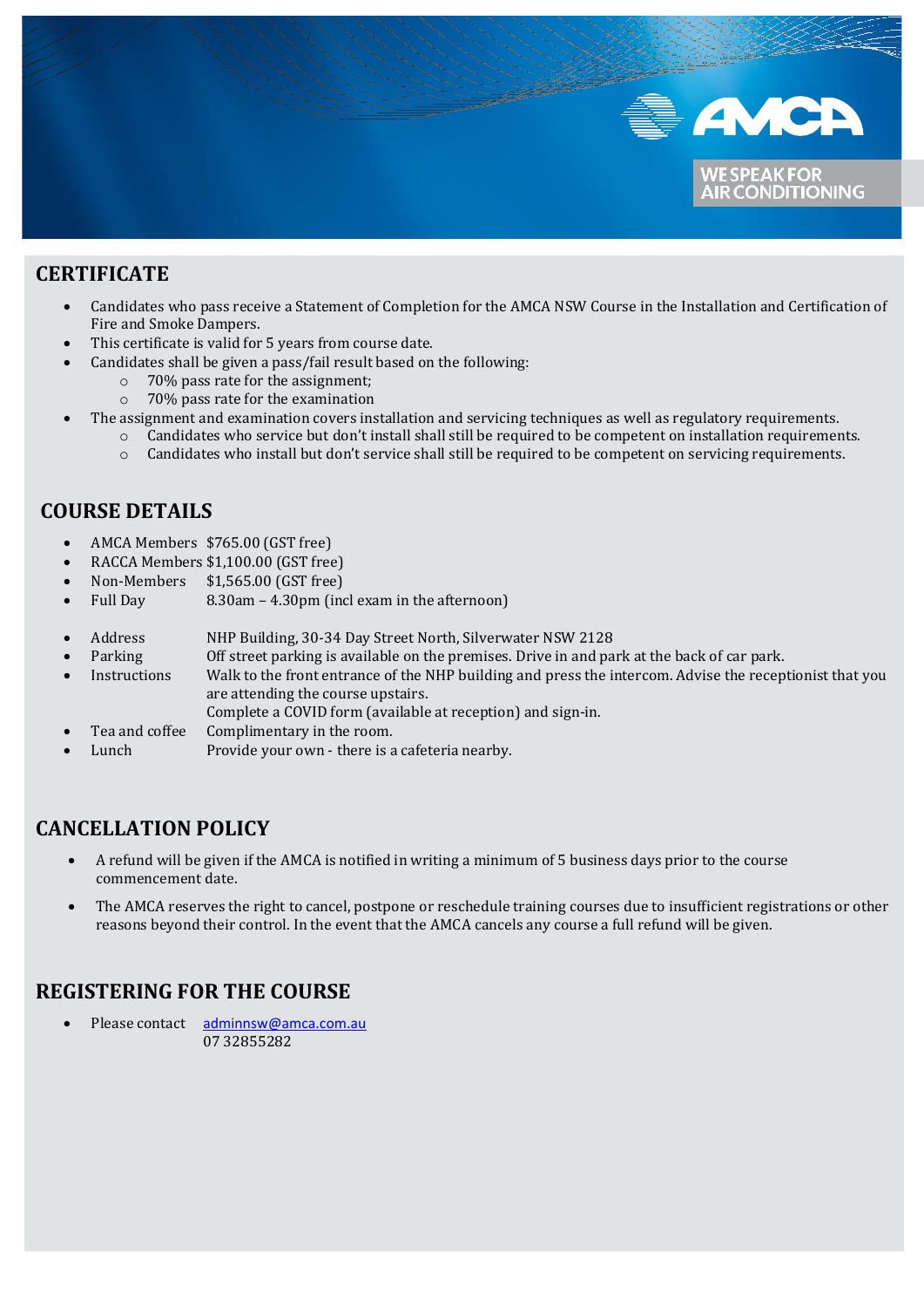## CERTIFICATE

- Candidates who pass receive a Statement of Completion for the AMCA NSW Course in the Installation and Certification of Fire and Smoke Dampers.
- This certificate is valid for 5 years from course date.
- Candidates shall be given a pass/fail result based on the following:
  - 70% pass rate for the assignment;
  - 70% pass rate for the examination
- The assignment and examination covers installation and servicing techniques as well as regulatory requirements.
  - Candidates who service but don't install shall still be required to be competent on installation requirements.
  - Candidates who install but don't service shall still be required to be competent on servicing requirements.

## COURSE DETAILS

- AMCA Members $765.00 (GST free)
- RACCA Members $1,100.00 (GST free)
- Non-Members $1,565.00 (GST free)
- Full Day 8.30am – 4.30pm (incl exam in the afternoon)

- Address NHP Building, 30-34 Day Street North, Silverwater NSW 2128
- Parking Off street parking is available on the premises. Drive in and park at the back of car park.
- Instructions Walk to the front entrance of the NHP building and press the intercom. Advise the receptionist that you are attending the course upstairs.
  Complete a COVID form (available at reception) and sign-in.
- Tea and coffee Complimentary in the room.
- Lunch Provide your own - there is a cafeteria nearby.

## CANCELLATION POLICY

- A refund will be given if the AMCA is notified in writing a minimum of 5 business days prior to the course commencement date.
- The AMCA reserves the right to cancel, postpone or reschedule training courses due to insufficient registrations or other reasons beyond their control. In the event that the AMCA cancels any course a full refund will be given.

## REGISTERING FOR THE COURSE

- Please contact adminnsw@amca.com.au
  07 32855282